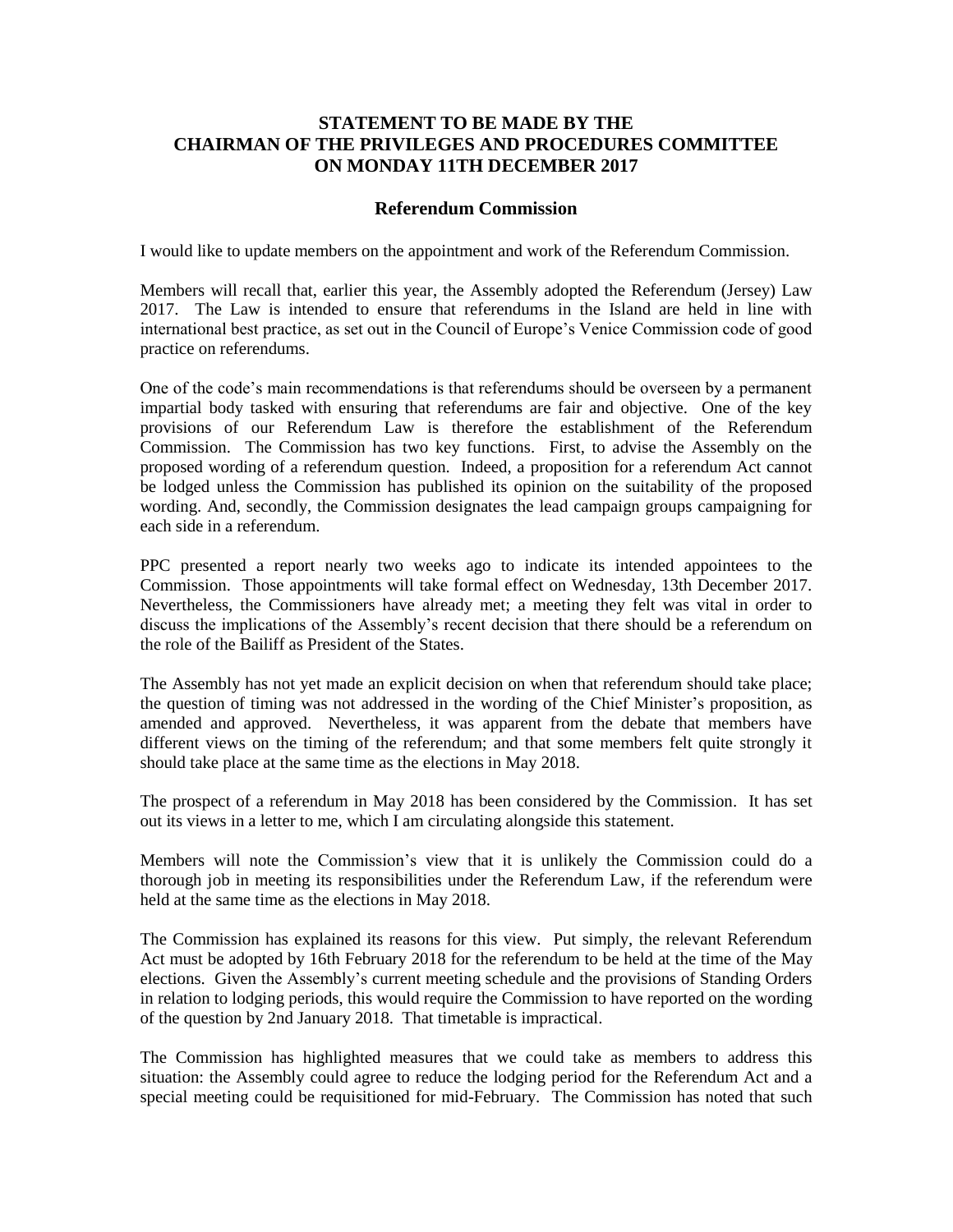# STATEMENT TO BE MADE BY THE CHAIRMAN OF THE PRIVILEGES AND PROCEDURES COMMITTEE ON MONDAY 11TH DECEMBER 2017

## Referendum Commission

I would like to update members on the appointment and work of the Referendum Commission.

Members will recall that, earlier this year, the Assembly adopted the Referendum (Jersey) Law 2017. The Law is intended to ensure that referendums in the Island are held in line with international best practice, as set out in the Council of Europe's Venice Commission code of good practice on referendums.

One of the code's main recommendations is that referendums should be overseen by a permanent impartial body tasked with ensuring that referendums are fair and objective. One of the key provisions of our Referendum Law is therefore the establishment of the Referendum Commission. The Commission has two key functions. First, to advise the Assembly on the proposed wording of a referendum question. Indeed, a proposition for a referendum Act cannot be lodged unless the Commission has published its opinion on the suitability of the proposed wording. And, secondly, the Commission designates the lead campaign groups campaigning for each side in a referendum.

PPC presented a report nearly two weeks ago to indicate its intended appointees to the Commission. Those appointments will take formal effect on Wednesday, 13th December 2017. Nevertheless, the Commissioners have already met; a meeting they felt was vital in order to discuss the implications of the Assembly's recent decision that there should be a referendum on the role of the Bailiff as President of the States.

The Assembly has not yet made an explicit decision on when that referendum should take place; the question of timing was not addressed in the wording of the Chief Minister's proposition, as amended and approved. Nevertheless, it was apparent from the debate that members have different views on the timing of the referendum; and that some members felt quite strongly it should take place at the same time as the elections in May 2018.

The prospect of a referendum in May 2018 has been considered by the Commission. It has set out its views in a letter to me, which I am circulating alongside this statement.

Members will note the Commission's view that it is unlikely the Commission could do a thorough job in meeting its responsibilities under the Referendum Law, if the referendum were held at the same time as the elections in May 2018.

The Commission has explained its reasons for this view. Put simply, the relevant Referendum Act must be adopted by 16th February 2018 for the referendum to be held at the time of the May elections. Given the Assembly's current meeting schedule and the provisions of Standing Orders in relation to lodging periods, this would require the Commission to have reported on the wording of the question by 2nd January 2018. That timetable is impractical.

The Commission has highlighted measures that we could take as members to address this situation: the Assembly could agree to reduce the lodging period for the Referendum Act and a special meeting could be requisitioned for mid-February. The Commission has noted that such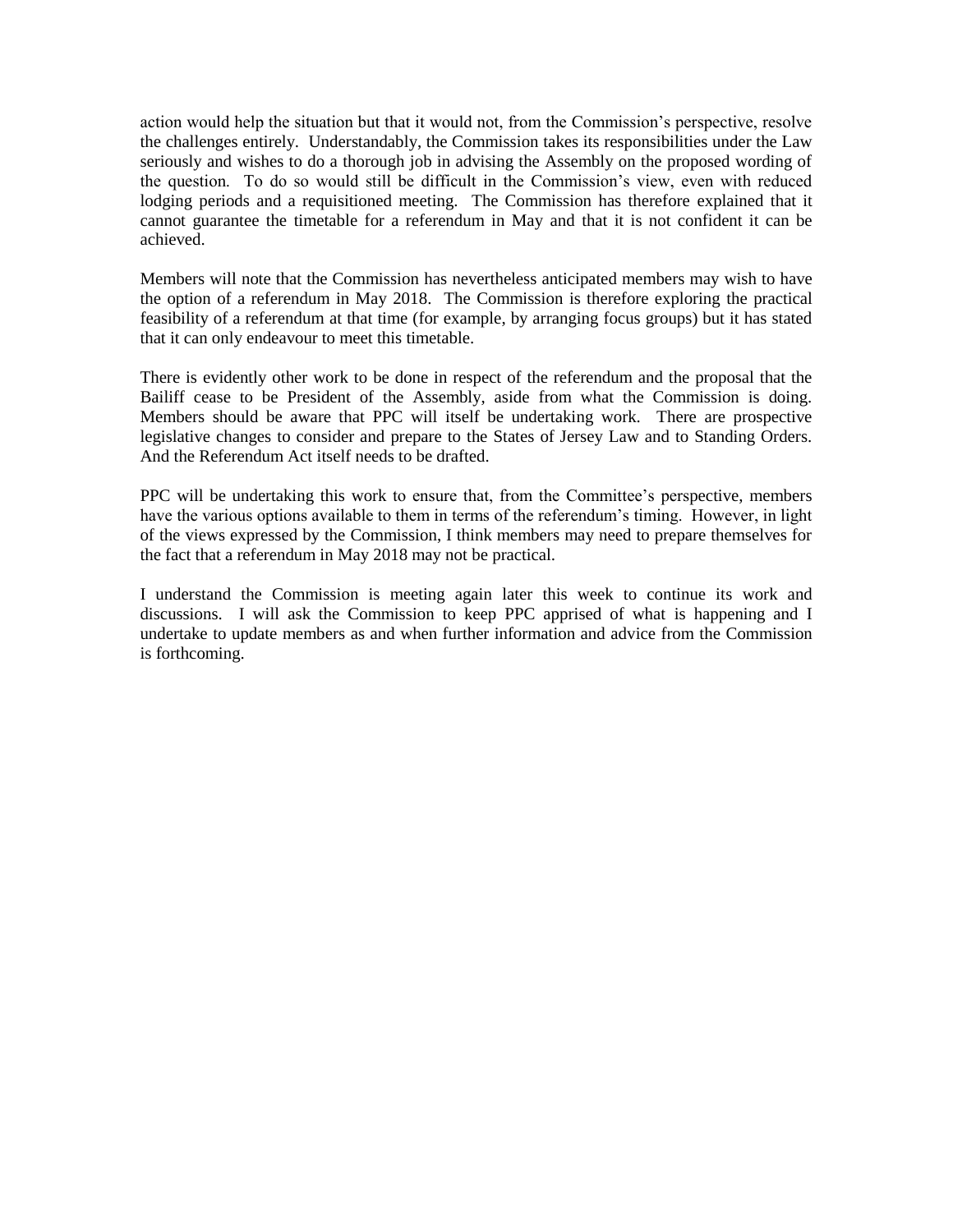action would help the situation but that it would not, from the Commission's perspective, resolve the challenges entirely. Understandably, the Commission takes its responsibilities under the Law seriously and wishes to do a thorough job in advising the Assembly on the proposed wording of the question. To do so would still be difficult in the Commission's view, even with reduced lodging periods and a requisitioned meeting. The Commission has therefore explained that it cannot guarantee the timetable for a referendum in May and that it is not confident it can be achieved.

Members will note that the Commission has nevertheless anticipated members may wish to have the option of a referendum in May 2018. The Commission is therefore exploring the practical feasibility of a referendum at that time (for example, by arranging focus groups) but it has stated that it can only endeavour to meet this timetable.

There is evidently other work to be done in respect of the referendum and the proposal that the Bailiff cease to be President of the Assembly, aside from what the Commission is doing. Members should be aware that PPC will itself be undertaking work. There are prospective legislative changes to consider and prepare to the States of Jersey Law and to Standing Orders. And the Referendum Act itself needs to be drafted.

PPC will be undertaking this work to ensure that, from the Committee's perspective, members have the various options available to them in terms of the referendum's timing. However, in light of the views expressed by the Commission, I think members may need to prepare themselves for the fact that a referendum in May 2018 may not be practical.

I understand the Commission is meeting again later this week to continue its work and discussions. I will ask the Commission to keep PPC apprised of what is happening and I undertake to update members as and when further information and advice from the Commission is forthcoming.